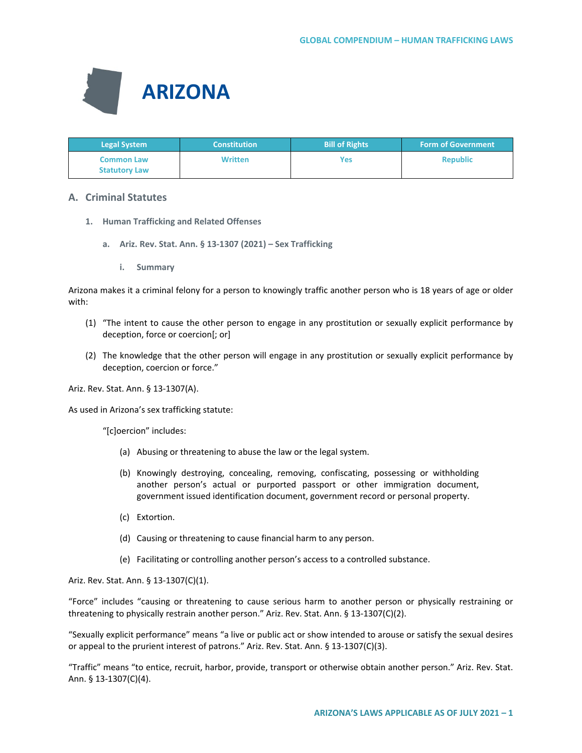# ARIZONA

| Legal System | Constitution | Bill of Rights | Form of Government |
|---|---|---|---|
| Common Law Statutory Law | Written | Yes | Republic |

## A. Criminal Statutes

### 1. Human Trafficking and Related Offenses

#### a. Ariz. Rev. Stat. Ann. § 13-1307 (2021) – Sex Trafficking

##### i. Summary

Arizona makes it a criminal felony for a person to knowingly traffic another person who is 18 years of age or older with:

(1) "The intent to cause the other person to engage in any prostitution or sexually explicit performance by deception, force or coercion[; or]

(2) The knowledge that the other person will engage in any prostitution or sexually explicit performance by deception, coercion or force."

Ariz. Rev. Stat. Ann. § 13-1307(A).

As used in Arizona's sex trafficking statute:

"[c]oercion" includes:

(a) Abusing or threatening to abuse the law or the legal system.

(b) Knowingly destroying, concealing, removing, confiscating, possessing or withholding another person's actual or purported passport or other immigration document, government issued identification document, government record or personal property.

(c) Extortion.

(d) Causing or threatening to cause financial harm to any person.

(e) Facilitating or controlling another person's access to a controlled substance.

Ariz. Rev. Stat. Ann. § 13-1307(C)(1).

"Force" includes "causing or threatening to cause serious harm to another person or physically restraining or threatening to physically restrain another person." Ariz. Rev. Stat. Ann. § 13-1307(C)(2).

"Sexually explicit performance" means "a live or public act or show intended to arouse or satisfy the sexual desires or appeal to the prurient interest of patrons." Ariz. Rev. Stat. Ann. § 13-1307(C)(3).

"Traffic" means "to entice, recruit, harbor, provide, transport or otherwise obtain another person." Ariz. Rev. Stat. Ann. § 13-1307(C)(4).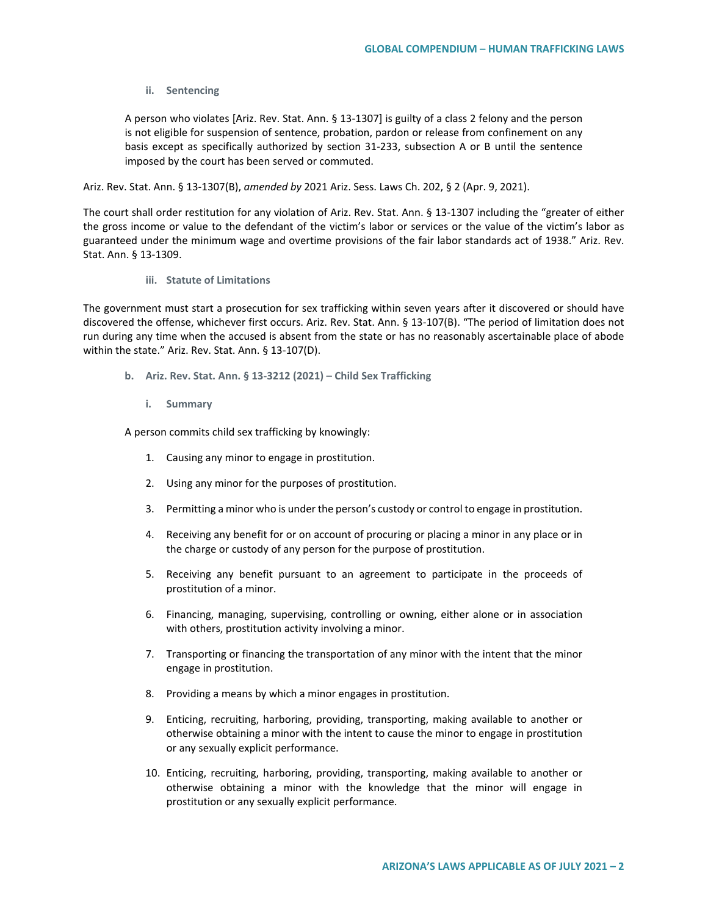#### ii. Sentencing

> A person who violates [Ariz. Rev. Stat. Ann. § 13-1307] is guilty of a class 2 felony and the person is not eligible for suspension of sentence, probation, pardon or release from confinement on any basis except as specifically authorized by section 31-233, subsection A or B until the sentence imposed by the court has been served or commuted.

Ariz. Rev. Stat. Ann. § 13-1307(B), *amended by* 2021 Ariz. Sess. Laws Ch. 202, § 2 (Apr. 9, 2021).

The court shall order restitution for any violation of Ariz. Rev. Stat. Ann. § 13-1307 including the "greater of either the gross income or value to the defendant of the victim's labor or services or the value of the victim's labor as guaranteed under the minimum wage and overtime provisions of the fair labor standards act of 1938." Ariz. Rev. Stat. Ann. § 13-1309.

#### iii. Statute of Limitations

The government must start a prosecution for sex trafficking within seven years after it discovered or should have discovered the offense, whichever first occurs. Ariz. Rev. Stat. Ann. § 13-107(B). "The period of limitation does not run during any time when the accused is absent from the state or has no reasonably ascertainable place of abode within the state." Ariz. Rev. Stat. Ann. § 13-107(D).

### b. Ariz. Rev. Stat. Ann. § 13-3212 (2021) – Child Sex Trafficking

#### i. Summary

A person commits child sex trafficking by knowingly:

1. Causing any minor to engage in prostitution.
2. Using any minor for the purposes of prostitution.
3. Permitting a minor who is under the person's custody or control to engage in prostitution.
4. Receiving any benefit for or on account of procuring or placing a minor in any place or in the charge or custody of any person for the purpose of prostitution.
5. Receiving any benefit pursuant to an agreement to participate in the proceeds of prostitution of a minor.
6. Financing, managing, supervising, controlling or owning, either alone or in association with others, prostitution activity involving a minor.
7. Transporting or financing the transportation of any minor with the intent that the minor engage in prostitution.
8. Providing a means by which a minor engages in prostitution.
9. Enticing, recruiting, harboring, providing, transporting, making available to another or otherwise obtaining a minor with the intent to cause the minor to engage in prostitution or any sexually explicit performance.
10. Enticing, recruiting, harboring, providing, transporting, making available to another or otherwise obtaining a minor with the knowledge that the minor will engage in prostitution or any sexually explicit performance.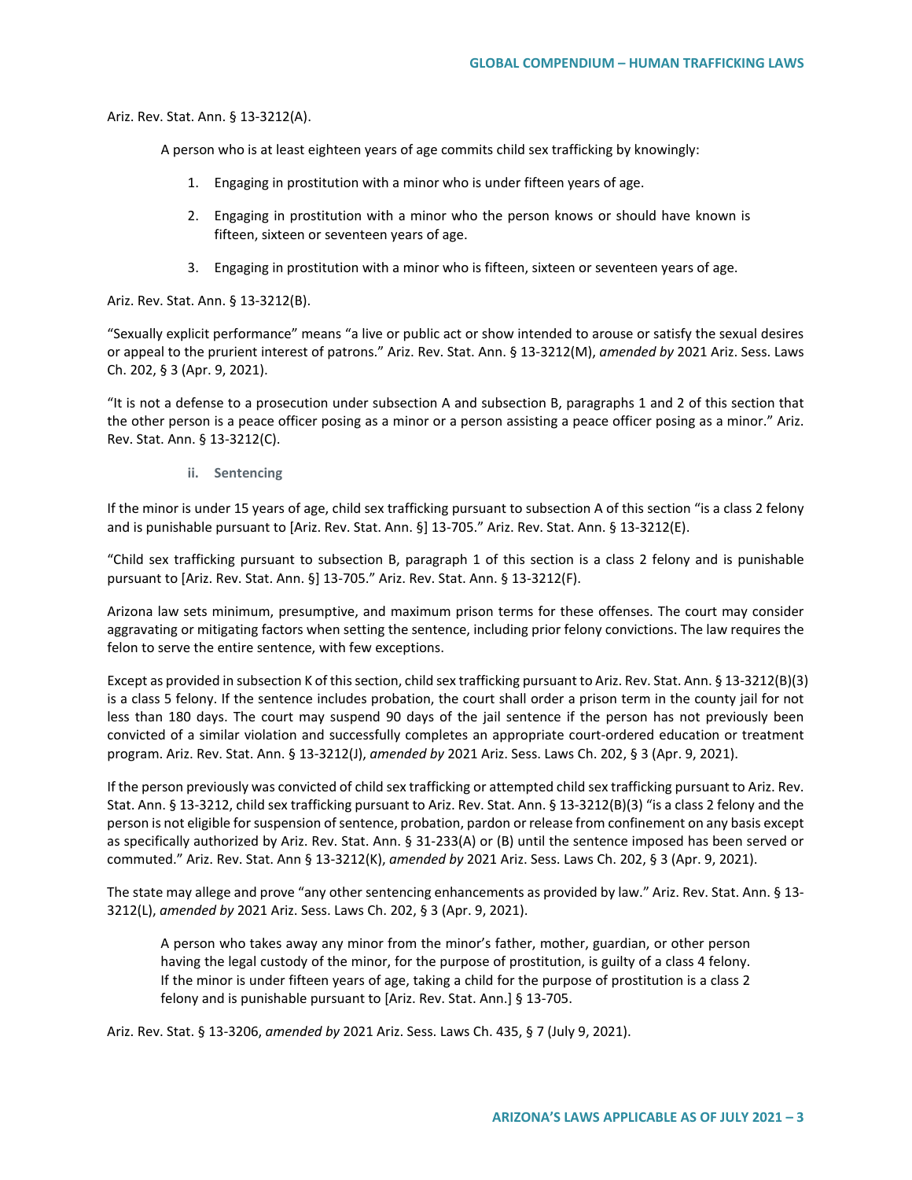Ariz. Rev. Stat. Ann. § 13-3212(A).

> A person who is at least eighteen years of age commits child sex trafficking by knowingly:
>
> 1. Engaging in prostitution with a minor who is under fifteen years of age.
>
> 2. Engaging in prostitution with a minor who the person knows or should have known is fifteen, sixteen or seventeen years of age.
>
> 3. Engaging in prostitution with a minor who is fifteen, sixteen or seventeen years of age.

Ariz. Rev. Stat. Ann. § 13-3212(B).

"Sexually explicit performance" means "a live or public act or show intended to arouse or satisfy the sexual desires or appeal to the prurient interest of patrons." Ariz. Rev. Stat. Ann. § 13-3212(M), *amended by* 2021 Ariz. Sess. Laws Ch. 202, § 3 (Apr. 9, 2021).

"It is not a defense to a prosecution under subsection A and subsection B, paragraphs 1 and 2 of this section that the other person is a peace officer posing as a minor or a person assisting a peace officer posing as a minor." Ariz. Rev. Stat. Ann. § 13-3212(C).

#### ii. Sentencing

If the minor is under 15 years of age, child sex trafficking pursuant to subsection A of this section "is a class 2 felony and is punishable pursuant to [Ariz. Rev. Stat. Ann. §] 13-705." Ariz. Rev. Stat. Ann. § 13-3212(E).

"Child sex trafficking pursuant to subsection B, paragraph 1 of this section is a class 2 felony and is punishable pursuant to [Ariz. Rev. Stat. Ann. §] 13-705." Ariz. Rev. Stat. Ann. § 13-3212(F).

Arizona law sets minimum, presumptive, and maximum prison terms for these offenses. The court may consider aggravating or mitigating factors when setting the sentence, including prior felony convictions. The law requires the felon to serve the entire sentence, with few exceptions.

Except as provided in subsection K of this section, child sex trafficking pursuant to Ariz. Rev. Stat. Ann. § 13-3212(B)(3) is a class 5 felony. If the sentence includes probation, the court shall order a prison term in the county jail for not less than 180 days. The court may suspend 90 days of the jail sentence if the person has not previously been convicted of a similar violation and successfully completes an appropriate court-ordered education or treatment program. Ariz. Rev. Stat. Ann. § 13-3212(J), *amended by* 2021 Ariz. Sess. Laws Ch. 202, § 3 (Apr. 9, 2021).

If the person previously was convicted of child sex trafficking or attempted child sex trafficking pursuant to Ariz. Rev. Stat. Ann. § 13-3212, child sex trafficking pursuant to Ariz. Rev. Stat. Ann. § 13-3212(B)(3) "is a class 2 felony and the person is not eligible for suspension of sentence, probation, pardon or release from confinement on any basis except as specifically authorized by Ariz. Rev. Stat. Ann. § 31-233(A) or (B) until the sentence imposed has been served or commuted." Ariz. Rev. Stat. Ann § 13-3212(K), *amended by* 2021 Ariz. Sess. Laws Ch. 202, § 3 (Apr. 9, 2021).

The state may allege and prove "any other sentencing enhancements as provided by law." Ariz. Rev. Stat. Ann. § 13-3212(L), *amended by* 2021 Ariz. Sess. Laws Ch. 202, § 3 (Apr. 9, 2021).

> A person who takes away any minor from the minor's father, mother, guardian, or other person having the legal custody of the minor, for the purpose of prostitution, is guilty of a class 4 felony. If the minor is under fifteen years of age, taking a child for the purpose of prostitution is a class 2 felony and is punishable pursuant to [Ariz. Rev. Stat. Ann.] § 13-705.

Ariz. Rev. Stat. § 13-3206, *amended by* 2021 Ariz. Sess. Laws Ch. 435, § 7 (July 9, 2021).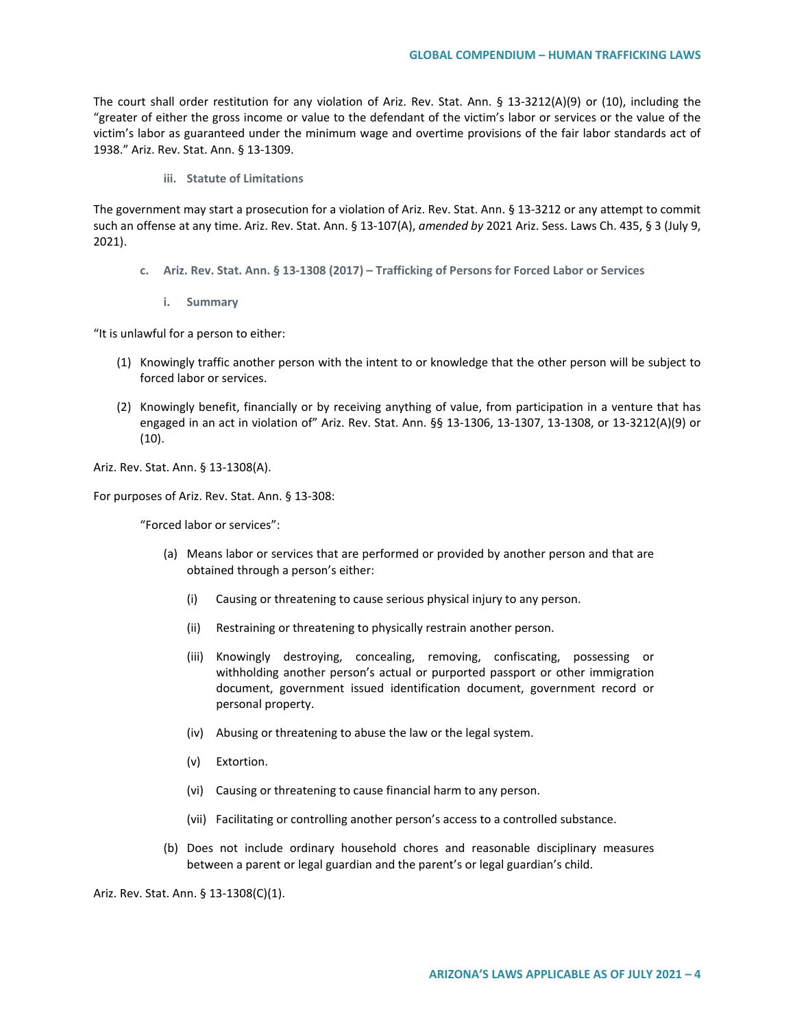The court shall order restitution for any violation of Ariz. Rev. Stat. Ann. § 13-3212(A)(9) or (10), including the "greater of either the gross income or value to the defendant of the victim's labor or services or the value of the victim's labor as guaranteed under the minimum wage and overtime provisions of the fair labor standards act of 1938." Ariz. Rev. Stat. Ann. § 13-1309.

#### iii. Statute of Limitations

The government may start a prosecution for a violation of Ariz. Rev. Stat. Ann. § 13-3212 or any attempt to commit such an offense at any time. Ariz. Rev. Stat. Ann. § 13-107(A), *amended by* 2021 Ariz. Sess. Laws Ch. 435, § 3 (July 9, 2021).

### c. Ariz. Rev. Stat. Ann. § 13-1308 (2017) – Trafficking of Persons for Forced Labor or Services

#### i. Summary

"It is unlawful for a person to either:

(1) Knowingly traffic another person with the intent to or knowledge that the other person will be subject to forced labor or services.

(2) Knowingly benefit, financially or by receiving anything of value, from participation in a venture that has engaged in an act in violation of" Ariz. Rev. Stat. Ann. §§ 13-1306, 13-1307, 13-1308, or 13-3212(A)(9) or (10).

Ariz. Rev. Stat. Ann. § 13-1308(A).

For purposes of Ariz. Rev. Stat. Ann. § 13-308:

"Forced labor or services":

(a) Means labor or services that are performed or provided by another person and that are obtained through a person's either:

   (i) Causing or threatening to cause serious physical injury to any person.

   (ii) Restraining or threatening to physically restrain another person.

   (iii) Knowingly destroying, concealing, removing, confiscating, possessing or withholding another person's actual or purported passport or other immigration document, government issued identification document, government record or personal property.

   (iv) Abusing or threatening to abuse the law or the legal system.

   (v) Extortion.

   (vi) Causing or threatening to cause financial harm to any person.

   (vii) Facilitating or controlling another person's access to a controlled substance.

(b) Does not include ordinary household chores and reasonable disciplinary measures between a parent or legal guardian and the parent's or legal guardian's child.

Ariz. Rev. Stat. Ann. § 13-1308(C)(1).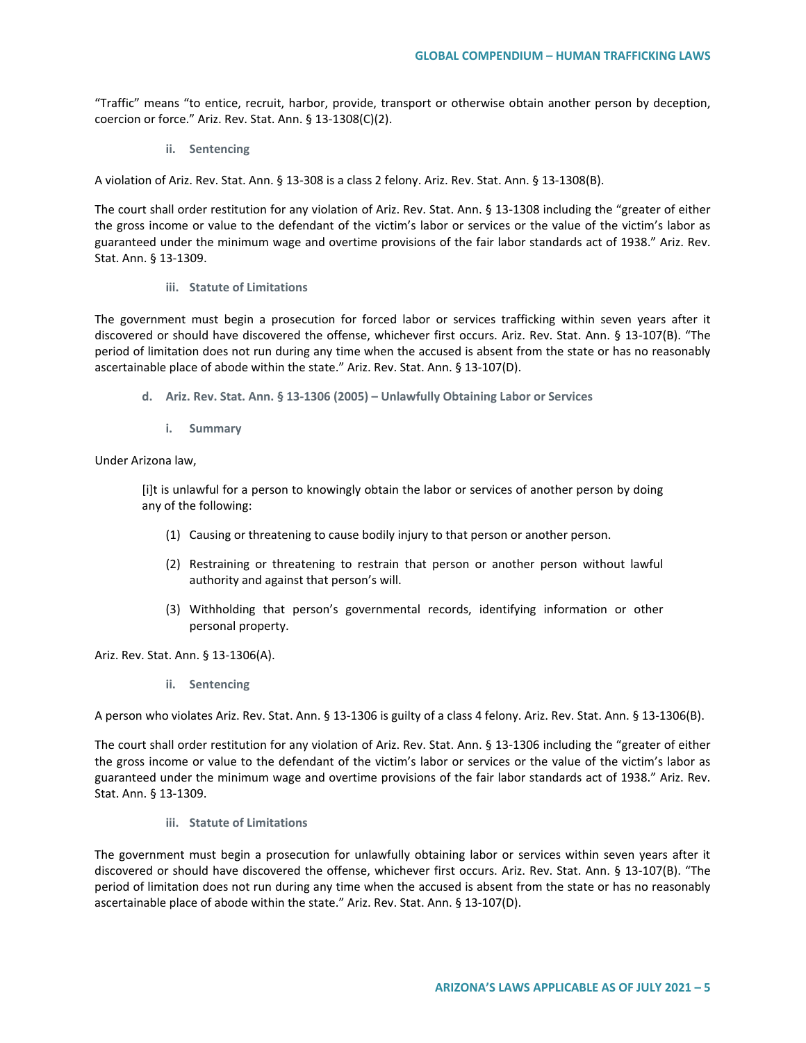"Traffic" means "to entice, recruit, harbor, provide, transport or otherwise obtain another person by deception, coercion or force." Ariz. Rev. Stat. Ann. § 13-1308(C)(2).

##### ii. Sentencing

A violation of Ariz. Rev. Stat. Ann. § 13-308 is a class 2 felony. Ariz. Rev. Stat. Ann. § 13-1308(B).

The court shall order restitution for any violation of Ariz. Rev. Stat. Ann. § 13-1308 including the "greater of either the gross income or value to the defendant of the victim's labor or services or the value of the victim's labor as guaranteed under the minimum wage and overtime provisions of the fair labor standards act of 1938." Ariz. Rev. Stat. Ann. § 13-1309.

##### iii. Statute of Limitations

The government must begin a prosecution for forced labor or services trafficking within seven years after it discovered or should have discovered the offense, whichever first occurs. Ariz. Rev. Stat. Ann. § 13-107(B). "The period of limitation does not run during any time when the accused is absent from the state or has no reasonably ascertainable place of abode within the state." Ariz. Rev. Stat. Ann. § 13-107(D).

#### d. Ariz. Rev. Stat. Ann. § 13-1306 (2005) – Unlawfully Obtaining Labor or Services

##### i. Summary

Under Arizona law,

> [i]t is unlawful for a person to knowingly obtain the labor or services of another person by doing any of the following:
>
> (1) Causing or threatening to cause bodily injury to that person or another person.
>
> (2) Restraining or threatening to restrain that person or another person without lawful authority and against that person's will.
>
> (3) Withholding that person's governmental records, identifying information or other personal property.

Ariz. Rev. Stat. Ann. § 13-1306(A).

##### ii. Sentencing

A person who violates Ariz. Rev. Stat. Ann. § 13-1306 is guilty of a class 4 felony. Ariz. Rev. Stat. Ann. § 13-1306(B).

The court shall order restitution for any violation of Ariz. Rev. Stat. Ann. § 13-1306 including the "greater of either the gross income or value to the defendant of the victim's labor or services or the value of the victim's labor as guaranteed under the minimum wage and overtime provisions of the fair labor standards act of 1938." Ariz. Rev. Stat. Ann. § 13-1309.

##### iii. Statute of Limitations

The government must begin a prosecution for unlawfully obtaining labor or services within seven years after it discovered or should have discovered the offense, whichever first occurs. Ariz. Rev. Stat. Ann. § 13-107(B). "The period of limitation does not run during any time when the accused is absent from the state or has no reasonably ascertainable place of abode within the state." Ariz. Rev. Stat. Ann. § 13-107(D).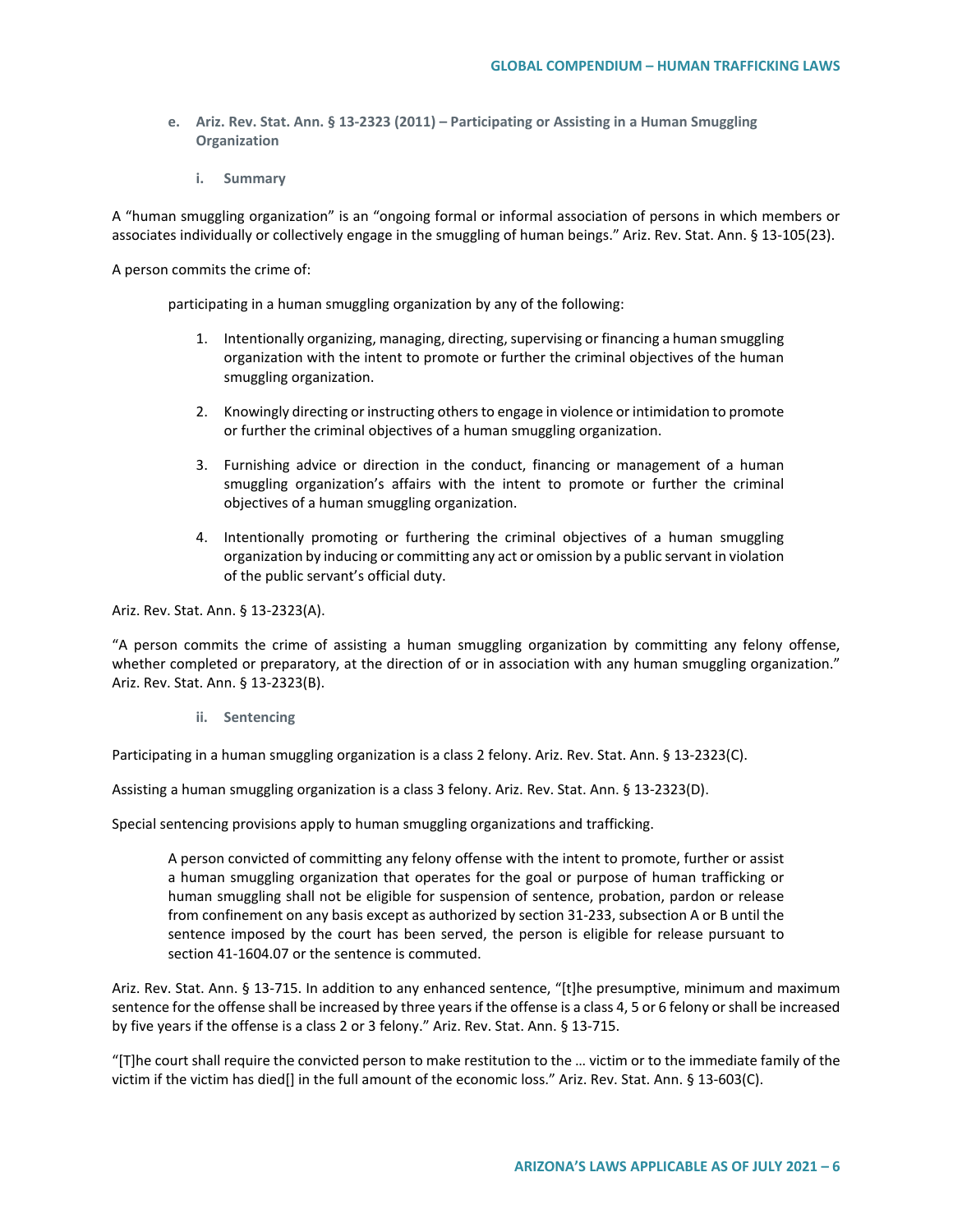### e. Ariz. Rev. Stat. Ann. § 13-2323 (2011) – Participating or Assisting in a Human Smuggling Organization

#### i. Summary

A "human smuggling organization" is an "ongoing formal or informal association of persons in which members or associates individually or collectively engage in the smuggling of human beings." Ariz. Rev. Stat. Ann. § 13-105(23).

A person commits the crime of:

> participating in a human smuggling organization by any of the following:
>
> 1. Intentionally organizing, managing, directing, supervising or financing a human smuggling organization with the intent to promote or further the criminal objectives of the human smuggling organization.
> 2. Knowingly directing or instructing others to engage in violence or intimidation to promote or further the criminal objectives of a human smuggling organization.
> 3. Furnishing advice or direction in the conduct, financing or management of a human smuggling organization's affairs with the intent to promote or further the criminal objectives of a human smuggling organization.
> 4. Intentionally promoting or furthering the criminal objectives of a human smuggling organization by inducing or committing any act or omission by a public servant in violation of the public servant's official duty.

Ariz. Rev. Stat. Ann. § 13-2323(A).

"A person commits the crime of assisting a human smuggling organization by committing any felony offense, whether completed or preparatory, at the direction of or in association with any human smuggling organization." Ariz. Rev. Stat. Ann. § 13-2323(B).

#### ii. Sentencing

Participating in a human smuggling organization is a class 2 felony. Ariz. Rev. Stat. Ann. § 13-2323(C).

Assisting a human smuggling organization is a class 3 felony. Ariz. Rev. Stat. Ann. § 13-2323(D).

Special sentencing provisions apply to human smuggling organizations and trafficking.

> A person convicted of committing any felony offense with the intent to promote, further or assist a human smuggling organization that operates for the goal or purpose of human trafficking or human smuggling shall not be eligible for suspension of sentence, probation, pardon or release from confinement on any basis except as authorized by section 31-233, subsection A or B until the sentence imposed by the court has been served, the person is eligible for release pursuant to section 41-1604.07 or the sentence is commuted.

Ariz. Rev. Stat. Ann. § 13-715. In addition to any enhanced sentence, "[t]he presumptive, minimum and maximum sentence for the offense shall be increased by three years if the offense is a class 4, 5 or 6 felony or shall be increased by five years if the offense is a class 2 or 3 felony." Ariz. Rev. Stat. Ann. § 13-715.

"[T]he court shall require the convicted person to make restitution to the … victim or to the immediate family of the victim if the victim has died[] in the full amount of the economic loss." Ariz. Rev. Stat. Ann. § 13-603(C).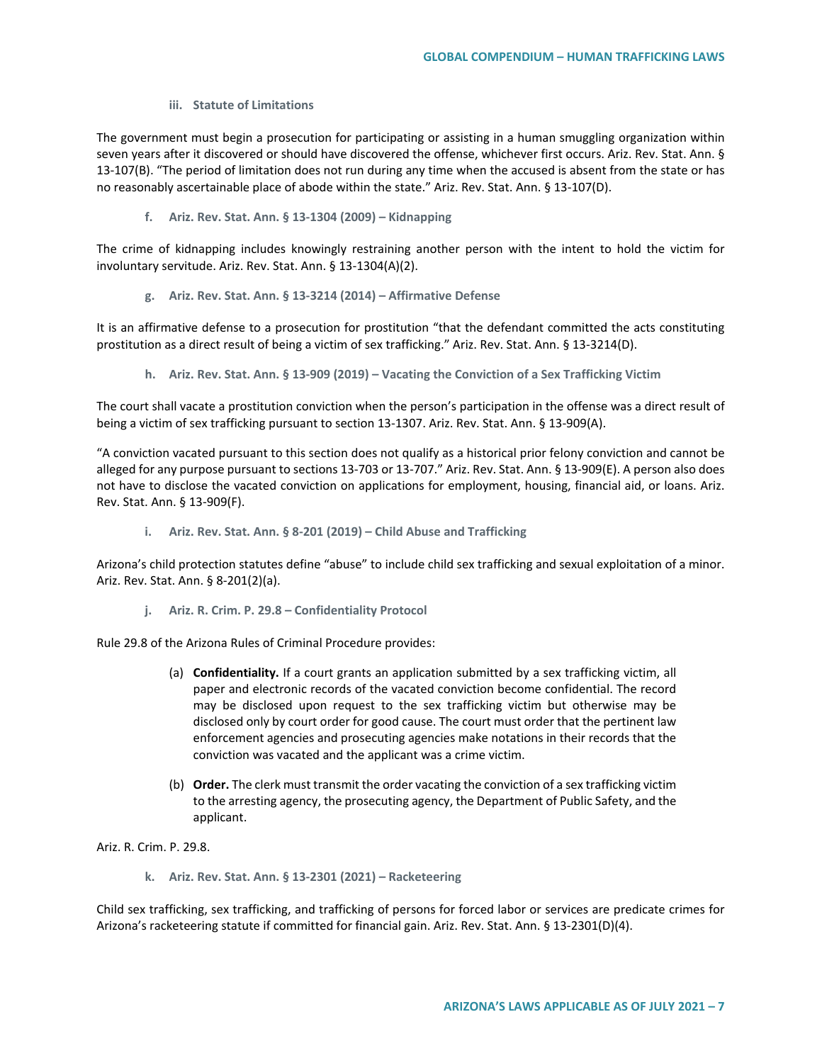#### iii. Statute of Limitations

The government must begin a prosecution for participating or assisting in a human smuggling organization within seven years after it discovered or should have discovered the offense, whichever first occurs. Ariz. Rev. Stat. Ann. § 13-107(B). "The period of limitation does not run during any time when the accused is absent from the state or has no reasonably ascertainable place of abode within the state." Ariz. Rev. Stat. Ann. § 13-107(D).

### f. Ariz. Rev. Stat. Ann. § 13-1304 (2009) – Kidnapping

The crime of kidnapping includes knowingly restraining another person with the intent to hold the victim for involuntary servitude. Ariz. Rev. Stat. Ann. § 13-1304(A)(2).

### g. Ariz. Rev. Stat. Ann. § 13-3214 (2014) – Affirmative Defense

It is an affirmative defense to a prosecution for prostitution "that the defendant committed the acts constituting prostitution as a direct result of being a victim of sex trafficking." Ariz. Rev. Stat. Ann. § 13-3214(D).

### h. Ariz. Rev. Stat. Ann. § 13-909 (2019) – Vacating the Conviction of a Sex Trafficking Victim

The court shall vacate a prostitution conviction when the person's participation in the offense was a direct result of being a victim of sex trafficking pursuant to section 13-1307. Ariz. Rev. Stat. Ann. § 13-909(A).

"A conviction vacated pursuant to this section does not qualify as a historical prior felony conviction and cannot be alleged for any purpose pursuant to sections 13-703 or 13-707." Ariz. Rev. Stat. Ann. § 13-909(E). A person also does not have to disclose the vacated conviction on applications for employment, housing, financial aid, or loans. Ariz. Rev. Stat. Ann. § 13-909(F).

### i. Ariz. Rev. Stat. Ann. § 8-201 (2019) – Child Abuse and Trafficking

Arizona's child protection statutes define "abuse" to include child sex trafficking and sexual exploitation of a minor. Ariz. Rev. Stat. Ann. § 8-201(2)(a).

### j. Ariz. R. Crim. P. 29.8 – Confidentiality Protocol

Rule 29.8 of the Arizona Rules of Criminal Procedure provides:

> (a) **Confidentiality.** If a court grants an application submitted by a sex trafficking victim, all paper and electronic records of the vacated conviction become confidential. The record may be disclosed upon request to the sex trafficking victim but otherwise may be disclosed only by court order for good cause. The court must order that the pertinent law enforcement agencies and prosecuting agencies make notations in their records that the conviction was vacated and the applicant was a crime victim.
>
> (b) **Order.** The clerk must transmit the order vacating the conviction of a sex trafficking victim to the arresting agency, the prosecuting agency, the Department of Public Safety, and the applicant.

Ariz. R. Crim. P. 29.8.

### k. Ariz. Rev. Stat. Ann. § 13-2301 (2021) – Racketeering

Child sex trafficking, sex trafficking, and trafficking of persons for forced labor or services are predicate crimes for Arizona's racketeering statute if committed for financial gain. Ariz. Rev. Stat. Ann. § 13-2301(D)(4).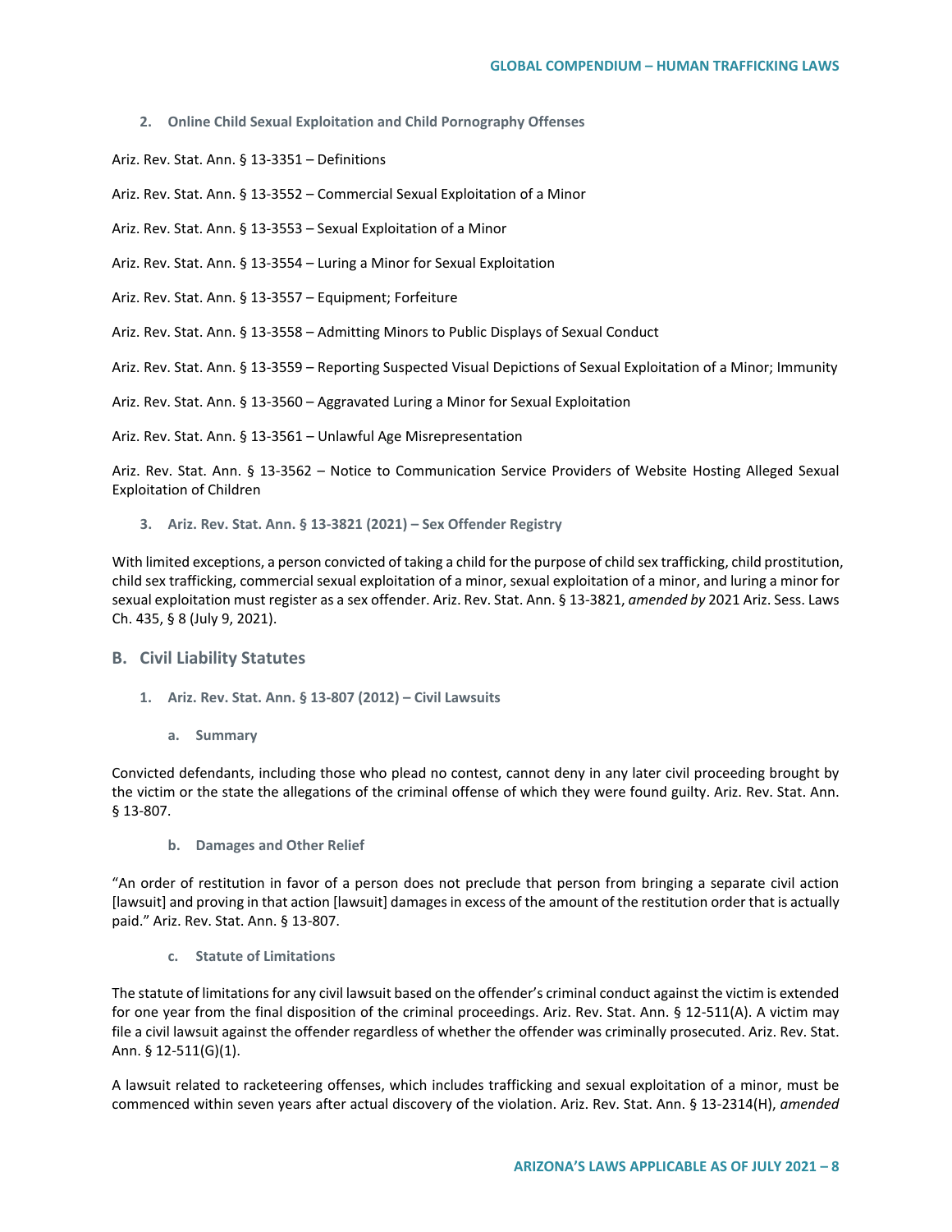### 2. Online Child Sexual Exploitation and Child Pornography Offenses

Ariz. Rev. Stat. Ann. § 13-3351 – Definitions

Ariz. Rev. Stat. Ann. § 13-3552 – Commercial Sexual Exploitation of a Minor

Ariz. Rev. Stat. Ann. § 13-3553 – Sexual Exploitation of a Minor

Ariz. Rev. Stat. Ann. § 13-3554 – Luring a Minor for Sexual Exploitation

Ariz. Rev. Stat. Ann. § 13-3557 – Equipment; Forfeiture

Ariz. Rev. Stat. Ann. § 13-3558 – Admitting Minors to Public Displays of Sexual Conduct

Ariz. Rev. Stat. Ann. § 13-3559 – Reporting Suspected Visual Depictions of Sexual Exploitation of a Minor; Immunity

Ariz. Rev. Stat. Ann. § 13-3560 – Aggravated Luring a Minor for Sexual Exploitation

Ariz. Rev. Stat. Ann. § 13-3561 – Unlawful Age Misrepresentation

Ariz. Rev. Stat. Ann. § 13-3562 – Notice to Communication Service Providers of Website Hosting Alleged Sexual Exploitation of Children

### 3. Ariz. Rev. Stat. Ann. § 13-3821 (2021) – Sex Offender Registry

With limited exceptions, a person convicted of taking a child for the purpose of child sex trafficking, child prostitution, child sex trafficking, commercial sexual exploitation of a minor, sexual exploitation of a minor, and luring a minor for sexual exploitation must register as a sex offender. Ariz. Rev. Stat. Ann. § 13-3821, *amended by* 2021 Ariz. Sess. Laws Ch. 435, § 8 (July 9, 2021).

## B. Civil Liability Statutes

### 1. Ariz. Rev. Stat. Ann. § 13-807 (2012) – Civil Lawsuits

#### a. Summary

Convicted defendants, including those who plead no contest, cannot deny in any later civil proceeding brought by the victim or the state the allegations of the criminal offense of which they were found guilty. Ariz. Rev. Stat. Ann. § 13-807.

#### b. Damages and Other Relief

"An order of restitution in favor of a person does not preclude that person from bringing a separate civil action [lawsuit] and proving in that action [lawsuit] damages in excess of the amount of the restitution order that is actually paid." Ariz. Rev. Stat. Ann. § 13-807.

#### c. Statute of Limitations

The statute of limitations for any civil lawsuit based on the offender's criminal conduct against the victim is extended for one year from the final disposition of the criminal proceedings. Ariz. Rev. Stat. Ann. § 12-511(A). A victim may file a civil lawsuit against the offender regardless of whether the offender was criminally prosecuted. Ariz. Rev. Stat. Ann. § 12-511(G)(1).

A lawsuit related to racketeering offenses, which includes trafficking and sexual exploitation of a minor, must be commenced within seven years after actual discovery of the violation. Ariz. Rev. Stat. Ann. § 13-2314(H), *amended*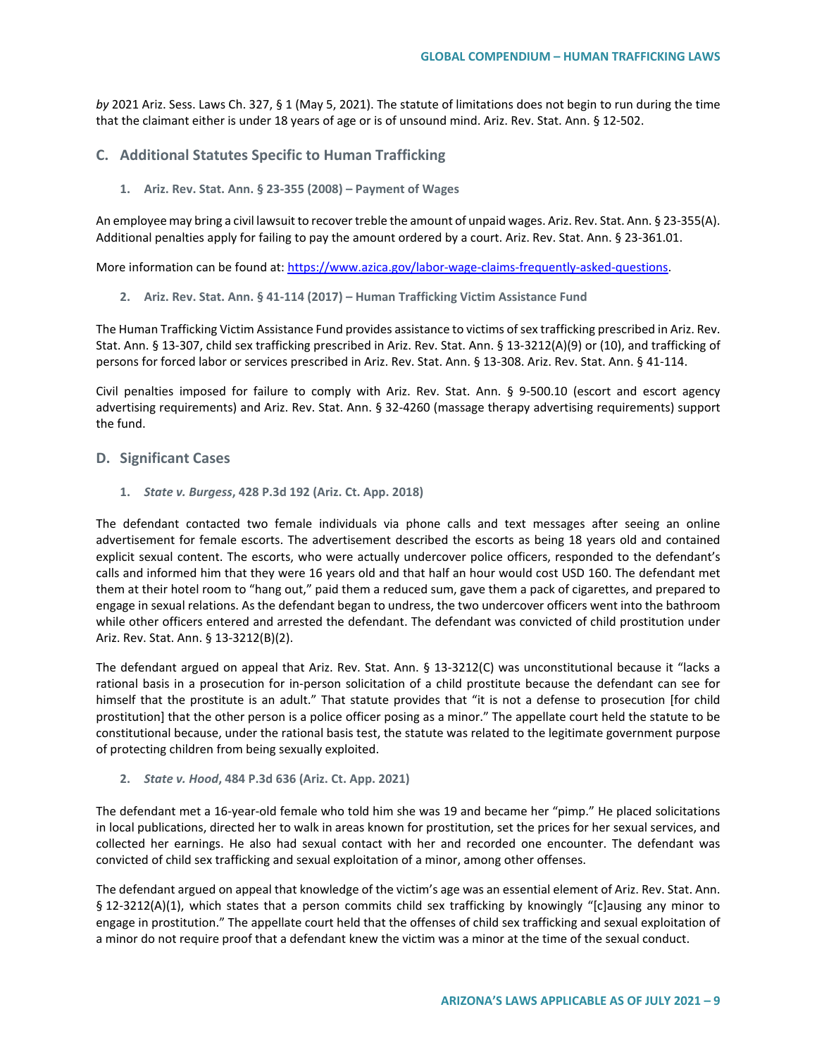*by* 2021 Ariz. Sess. Laws Ch. 327, § 1 (May 5, 2021). The statute of limitations does not begin to run during the time that the claimant either is under 18 years of age or is of unsound mind. Ariz. Rev. Stat. Ann. § 12-502.

## C. Additional Statutes Specific to Human Trafficking

### 1. Ariz. Rev. Stat. Ann. § 23-355 (2008) – Payment of Wages

An employee may bring a civil lawsuit to recover treble the amount of unpaid wages. Ariz. Rev. Stat. Ann. § 23-355(A). Additional penalties apply for failing to pay the amount ordered by a court. Ariz. Rev. Stat. Ann. § 23-361.01.

More information can be found at: [https://www.azica.gov/labor-wage-claims-frequently-asked-questions](https://www.azica.gov/labor-wage-claims-frequently-asked-questions).

### 2. Ariz. Rev. Stat. Ann. § 41-114 (2017) – Human Trafficking Victim Assistance Fund

The Human Trafficking Victim Assistance Fund provides assistance to victims of sex trafficking prescribed in Ariz. Rev. Stat. Ann. § 13-307, child sex trafficking prescribed in Ariz. Rev. Stat. Ann. § 13-3212(A)(9) or (10), and trafficking of persons for forced labor or services prescribed in Ariz. Rev. Stat. Ann. § 13-308. Ariz. Rev. Stat. Ann. § 41-114.

Civil penalties imposed for failure to comply with Ariz. Rev. Stat. Ann. § 9-500.10 (escort and escort agency advertising requirements) and Ariz. Rev. Stat. Ann. § 32-4260 (massage therapy advertising requirements) support the fund.

## D. Significant Cases

### 1. *State v. Burgess*, 428 P.3d 192 (Ariz. Ct. App. 2018)

The defendant contacted two female individuals via phone calls and text messages after seeing an online advertisement for female escorts. The advertisement described the escorts as being 18 years old and contained explicit sexual content. The escorts, who were actually undercover police officers, responded to the defendant's calls and informed him that they were 16 years old and that half an hour would cost USD 160. The defendant met them at their hotel room to "hang out," paid them a reduced sum, gave them a pack of cigarettes, and prepared to engage in sexual relations. As the defendant began to undress, the two undercover officers went into the bathroom while other officers entered and arrested the defendant. The defendant was convicted of child prostitution under Ariz. Rev. Stat. Ann. § 13-3212(B)(2).

The defendant argued on appeal that Ariz. Rev. Stat. Ann. § 13-3212(C) was unconstitutional because it "lacks a rational basis in a prosecution for in-person solicitation of a child prostitute because the defendant can see for himself that the prostitute is an adult." That statute provides that "it is not a defense to prosecution [for child prostitution] that the other person is a police officer posing as a minor." The appellate court held the statute to be constitutional because, under the rational basis test, the statute was related to the legitimate government purpose of protecting children from being sexually exploited.

### 2. *State v. Hood*, 484 P.3d 636 (Ariz. Ct. App. 2021)

The defendant met a 16-year-old female who told him she was 19 and became her "pimp." He placed solicitations in local publications, directed her to walk in areas known for prostitution, set the prices for her sexual services, and collected her earnings. He also had sexual contact with her and recorded one encounter. The defendant was convicted of child sex trafficking and sexual exploitation of a minor, among other offenses.

The defendant argued on appeal that knowledge of the victim's age was an essential element of Ariz. Rev. Stat. Ann. § 12-3212(A)(1), which states that a person commits child sex trafficking by knowingly "[c]ausing any minor to engage in prostitution." The appellate court held that the offenses of child sex trafficking and sexual exploitation of a minor do not require proof that a defendant knew the victim was a minor at the time of the sexual conduct.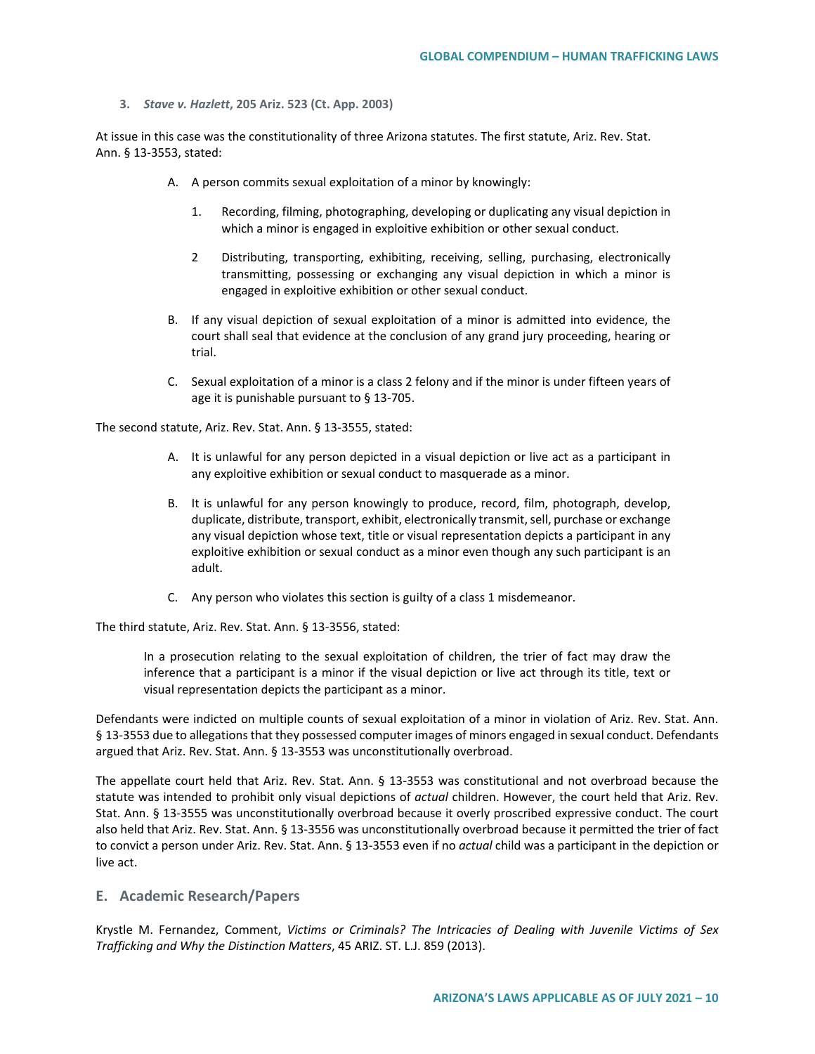3. ***Stave v. Hazlett*, 205 Ariz. 523 (Ct. App. 2003)**

At issue in this case was the constitutionality of three Arizona statutes. The first statute, Ariz. Rev. Stat. Ann. § 13-3553, stated:

> A. A person commits sexual exploitation of a minor by knowingly:
>
> 1. Recording, filming, photographing, developing or duplicating any visual depiction in which a minor is engaged in exploitive exhibition or other sexual conduct.
>
> 2 Distributing, transporting, exhibiting, receiving, selling, purchasing, electronically transmitting, possessing or exchanging any visual depiction in which a minor is engaged in exploitive exhibition or other sexual conduct.
>
> B. If any visual depiction of sexual exploitation of a minor is admitted into evidence, the court shall seal that evidence at the conclusion of any grand jury proceeding, hearing or trial.
>
> C. Sexual exploitation of a minor is a class 2 felony and if the minor is under fifteen years of age it is punishable pursuant to § 13-705.

The second statute, Ariz. Rev. Stat. Ann. § 13-3555, stated:

> A. It is unlawful for any person depicted in a visual depiction or live act as a participant in any exploitive exhibition or sexual conduct to masquerade as a minor.
>
> B. It is unlawful for any person knowingly to produce, record, film, photograph, develop, duplicate, distribute, transport, exhibit, electronically transmit, sell, purchase or exchange any visual depiction whose text, title or visual representation depicts a participant in any exploitive exhibition or sexual conduct as a minor even though any such participant is an adult.
>
> C. Any person who violates this section is guilty of a class 1 misdemeanor.

The third statute, Ariz. Rev. Stat. Ann. § 13-3556, stated:

> In a prosecution relating to the sexual exploitation of children, the trier of fact may draw the inference that a participant is a minor if the visual depiction or live act through its title, text or visual representation depicts the participant as a minor.

Defendants were indicted on multiple counts of sexual exploitation of a minor in violation of Ariz. Rev. Stat. Ann. § 13-3553 due to allegations that they possessed computer images of minors engaged in sexual conduct. Defendants argued that Ariz. Rev. Stat. Ann. § 13-3553 was unconstitutionally overbroad.

The appellate court held that Ariz. Rev. Stat. Ann. § 13-3553 was constitutional and not overbroad because the statute was intended to prohibit only visual depictions of *actual* children. However, the court held that Ariz. Rev. Stat. Ann. § 13-3555 was unconstitutionally overbroad because it overly proscribed expressive conduct. The court also held that Ariz. Rev. Stat. Ann. § 13-3556 was unconstitutionally overbroad because it permitted the trier of fact to convict a person under Ariz. Rev. Stat. Ann. § 13-3553 even if no *actual* child was a participant in the depiction or live act.

## E. Academic Research/Papers

Krystle M. Fernandez, Comment, *Victims or Criminals? The Intricacies of Dealing with Juvenile Victims of Sex Trafficking and Why the Distinction Matters*, 45 ARIZ. ST. L.J. 859 (2013).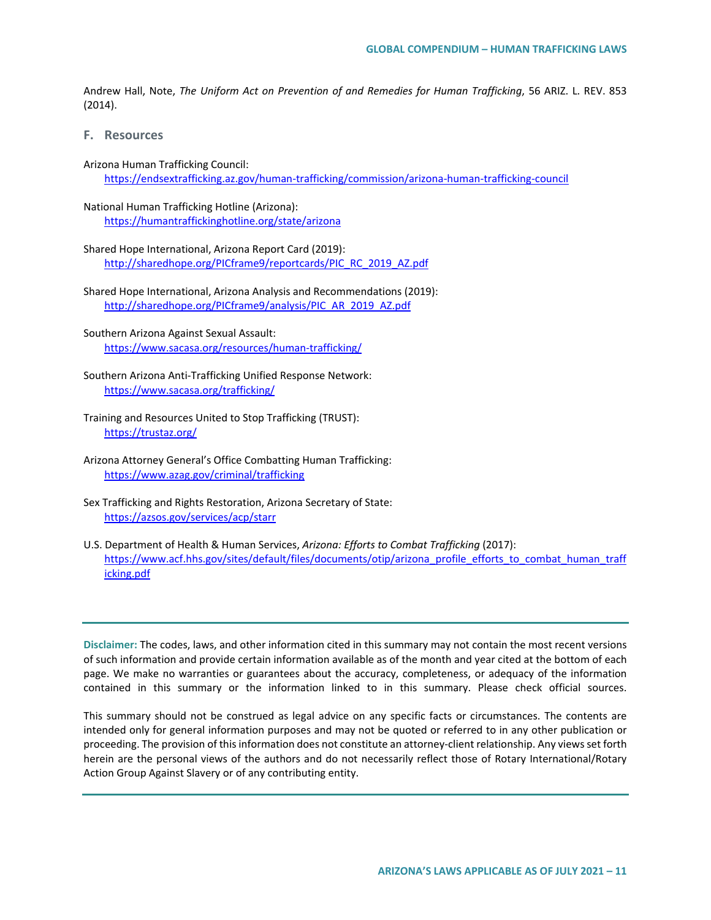Andrew Hall, Note, *The Uniform Act on Prevention of and Remedies for Human Trafficking*, 56 ARIZ. L. REV. 853 (2014).

## F. Resources

Arizona Human Trafficking Council:
https://endsextrafficking.az.gov/human-trafficking/commission/arizona-human-trafficking-council

National Human Trafficking Hotline (Arizona):
https://humantraffickinghotline.org/state/arizona

Shared Hope International, Arizona Report Card (2019):
http://sharedhope.org/PICframe9/reportcards/PIC_RC_2019_AZ.pdf

Shared Hope International, Arizona Analysis and Recommendations (2019):
http://sharedhope.org/PICframe9/analysis/PIC_AR_2019_AZ.pdf

Southern Arizona Against Sexual Assault:
https://www.sacasa.org/resources/human-trafficking/

Southern Arizona Anti-Trafficking Unified Response Network:
https://www.sacasa.org/trafficking/

Training and Resources United to Stop Trafficking (TRUST):
https://trustaz.org/

Arizona Attorney General's Office Combatting Human Trafficking:
https://www.azag.gov/criminal/trafficking

Sex Trafficking and Rights Restoration, Arizona Secretary of State:
https://azsos.gov/services/acp/starr

U.S. Department of Health & Human Services, *Arizona: Efforts to Combat Trafficking* (2017):
https://www.acf.hhs.gov/sites/default/files/documents/otip/arizona_profile_efforts_to_combat_human_trafficking.pdf

---

**Disclaimer:** The codes, laws, and other information cited in this summary may not contain the most recent versions of such information and provide certain information available as of the month and year cited at the bottom of each page. We make no warranties or guarantees about the accuracy, completeness, or adequacy of the information contained in this summary or the information linked to in this summary. Please check official sources.

This summary should not be construed as legal advice on any specific facts or circumstances. The contents are intended only for general information purposes and may not be quoted or referred to in any other publication or proceeding. The provision of this information does not constitute an attorney-client relationship. Any views set forth herein are the personal views of the authors and do not necessarily reflect those of Rotary International/Rotary Action Group Against Slavery or of any contributing entity.

---